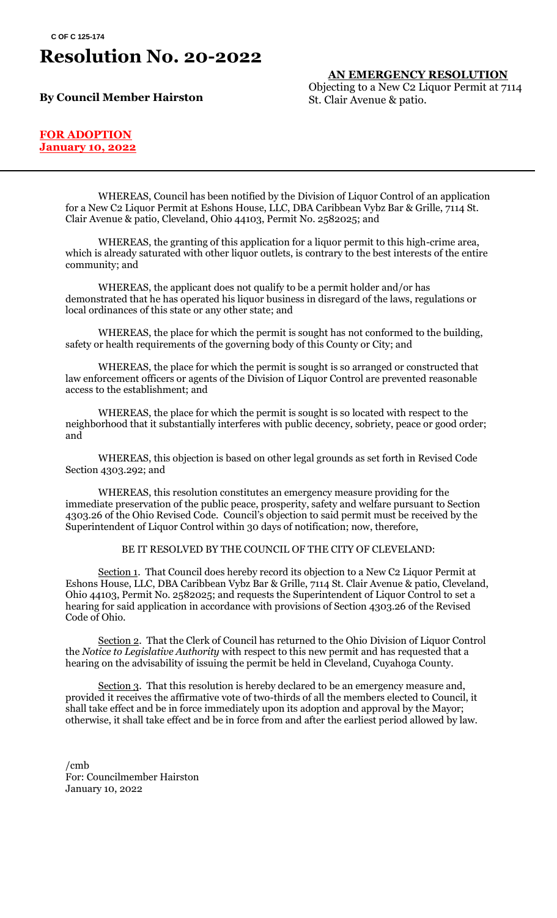C OF C 125-174

# Resolution No. 20-2022

**By Council Member Hairston**

**AN EMERGENCY RESOLUTION**

Objecting to a New C2 Liquor Permit at 7114 St. Clair Avenue & patio.

**FOR ADOPTION**
**January 10, 2022**

---

WHEREAS, Council has been notified by the Division of Liquor Control of an application for a New C2 Liquor Permit at Eshons House, LLC, DBA Caribbean Vybz Bar & Grille, 7114 St. Clair Avenue & patio, Cleveland, Ohio 44103, Permit No. 2582025; and

WHEREAS, the granting of this application for a liquor permit to this high-crime area, which is already saturated with other liquor outlets, is contrary to the best interests of the entire community; and

WHEREAS, the applicant does not qualify to be a permit holder and/or has demonstrated that he has operated his liquor business in disregard of the laws, regulations or local ordinances of this state or any other state; and

WHEREAS, the place for which the permit is sought has not conformed to the building, safety or health requirements of the governing body of this County or City; and

WHEREAS, the place for which the permit is sought is so arranged or constructed that law enforcement officers or agents of the Division of Liquor Control are prevented reasonable access to the establishment; and

WHEREAS, the place for which the permit is sought is so located with respect to the neighborhood that it substantially interferes with public decency, sobriety, peace or good order; and

WHEREAS, this objection is based on other legal grounds as set forth in Revised Code Section 4303.292; and

WHEREAS, this resolution constitutes an emergency measure providing for the immediate preservation of the public peace, prosperity, safety and welfare pursuant to Section 4303.26 of the Ohio Revised Code. Council's objection to said permit must be received by the Superintendent of Liquor Control within 30 days of notification; now, therefore,

BE IT RESOLVED BY THE COUNCIL OF THE CITY OF CLEVELAND:

Section 1. That Council does hereby record its objection to a New C2 Liquor Permit at Eshons House, LLC, DBA Caribbean Vybz Bar & Grille, 7114 St. Clair Avenue & patio, Cleveland, Ohio 44103, Permit No. 2582025; and requests the Superintendent of Liquor Control to set a hearing for said application in accordance with provisions of Section 4303.26 of the Revised Code of Ohio.

Section 2. That the Clerk of Council has returned to the Ohio Division of Liquor Control the *Notice to Legislative Authority* with respect to this new permit and has requested that a hearing on the advisability of issuing the permit be held in Cleveland, Cuyahoga County.

Section 3. That this resolution is hereby declared to be an emergency measure and, provided it receives the affirmative vote of two-thirds of all the members elected to Council, it shall take effect and be in force immediately upon its adoption and approval by the Mayor; otherwise, it shall take effect and be in force from and after the earliest period allowed by law.

/cmb
For: Councilmember Hairston
January 10, 2022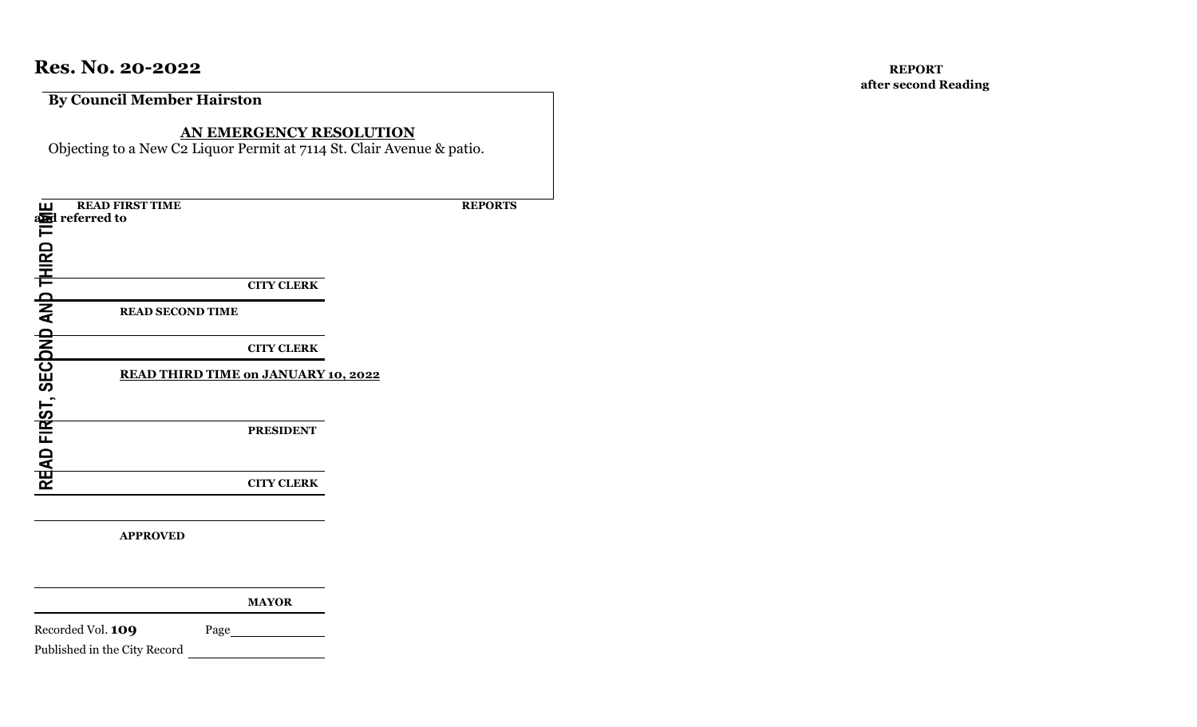# Res. No. 20-2022

**REPORT after second Reading**

**By Council Member Hairston**

**AN EMERGENCY RESOLUTION**

Objecting to a New C2 Liquor Permit at 7114 St. Clair Avenue & patio.

READ FIRST, SECOND AND THIRD TIME

**READ FIRST TIME and referred to**

**REPORTS**

**CITY CLERK**

**READ SECOND TIME**

**CITY CLERK**

**READ THIRD TIME on JANUARY 10, 2022**

**PRESIDENT**

**CITY CLERK**

**APPROVED**

**MAYOR**

Recorded Vol. **109** Page

Published in the City Record